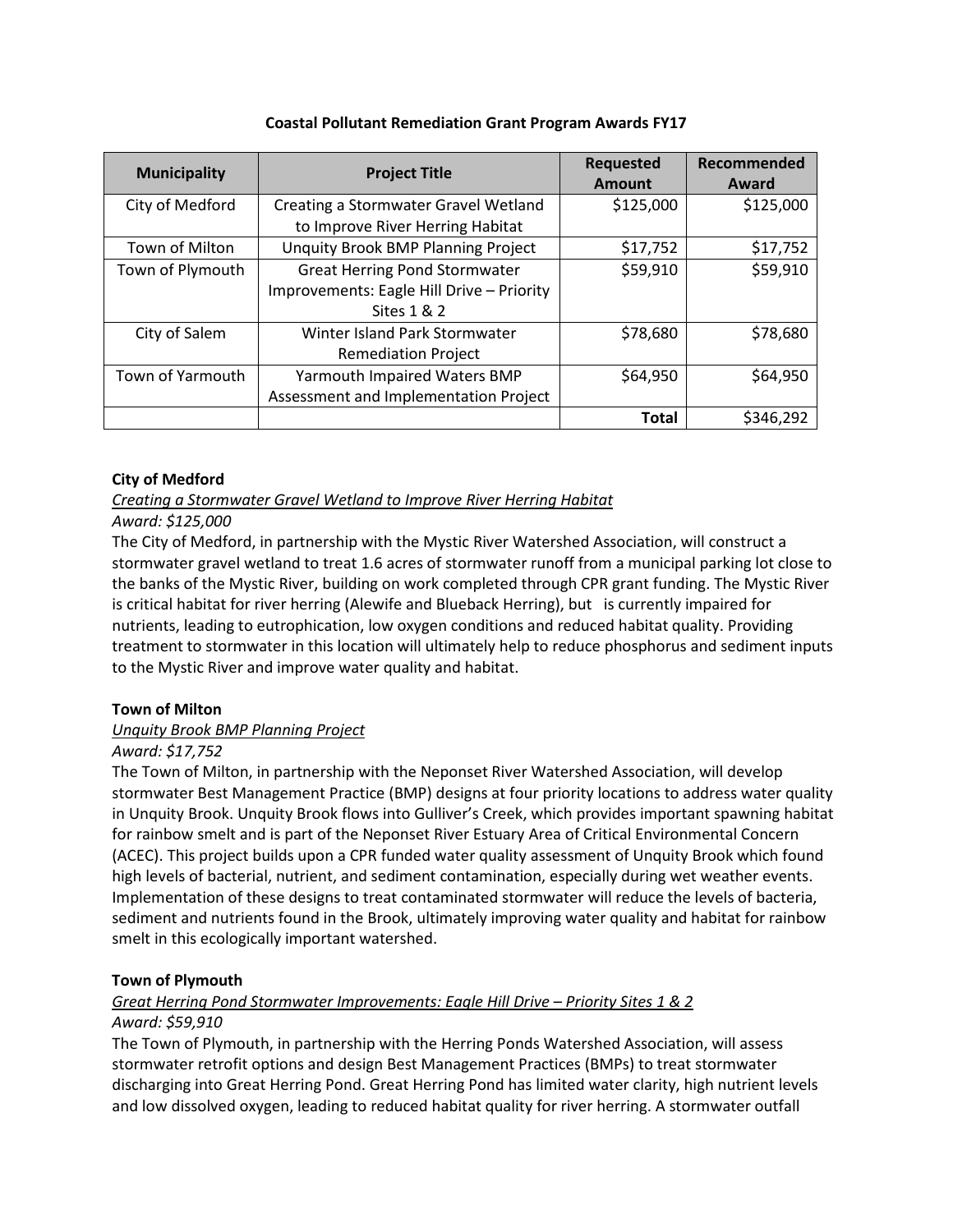# Coastal Pollutant Remediation Grant Program Awards FY17

| Municipality | Project Title | Requested Amount | Recommended Award |
|---|---|---|---|
| City of Medford | Creating a Stormwater Gravel Wetland to Improve River Herring Habitat | $125,000 | $125,000 |
| Town of Milton | Unquity Brook BMP Planning Project | $17,752 | $17,752 |
| Town of Plymouth | Great Herring Pond Stormwater Improvements: Eagle Hill Drive – Priority Sites 1 & 2 | $59,910 | $59,910 |
| City of Salem | Winter Island Park Stormwater Remediation Project | $78,680 | $78,680 |
| Town of Yarmouth | Yarmouth Impaired Waters BMP Assessment and Implementation Project | $64,950 | $64,950 |
| | | **Total** | $346,292 |

**City of Medford**

*Creating a Stormwater Gravel Wetland to Improve River Herring Habitat*

*Award: $125,000*

The City of Medford, in partnership with the Mystic River Watershed Association, will construct a stormwater gravel wetland to treat 1.6 acres of stormwater runoff from a municipal parking lot close to the banks of the Mystic River, building on work completed through CPR grant funding. The Mystic River is critical habitat for river herring (Alewife and Blueback Herring), but is currently impaired for nutrients, leading to eutrophication, low oxygen conditions and reduced habitat quality. Providing treatment to stormwater in this location will ultimately help to reduce phosphorus and sediment inputs to the Mystic River and improve water quality and habitat.

**Town of Milton**

*Unquity Brook BMP Planning Project*

*Award: $17,752*

The Town of Milton, in partnership with the Neponset River Watershed Association, will develop stormwater Best Management Practice (BMP) designs at four priority locations to address water quality in Unquity Brook. Unquity Brook flows into Gulliver's Creek, which provides important spawning habitat for rainbow smelt and is part of the Neponset River Estuary Area of Critical Environmental Concern (ACEC). This project builds upon a CPR funded water quality assessment of Unquity Brook which found high levels of bacterial, nutrient, and sediment contamination, especially during wet weather events. Implementation of these designs to treat contaminated stormwater will reduce the levels of bacteria, sediment and nutrients found in the Brook, ultimately improving water quality and habitat for rainbow smelt in this ecologically important watershed.

**Town of Plymouth**

*Great Herring Pond Stormwater Improvements: Eagle Hill Drive – Priority Sites 1 & 2*

*Award: $59,910*

The Town of Plymouth, in partnership with the Herring Ponds Watershed Association, will assess stormwater retrofit options and design Best Management Practices (BMPs) to treat stormwater discharging into Great Herring Pond. Great Herring Pond has limited water clarity, high nutrient levels and low dissolved oxygen, leading to reduced habitat quality for river herring. A stormwater outfall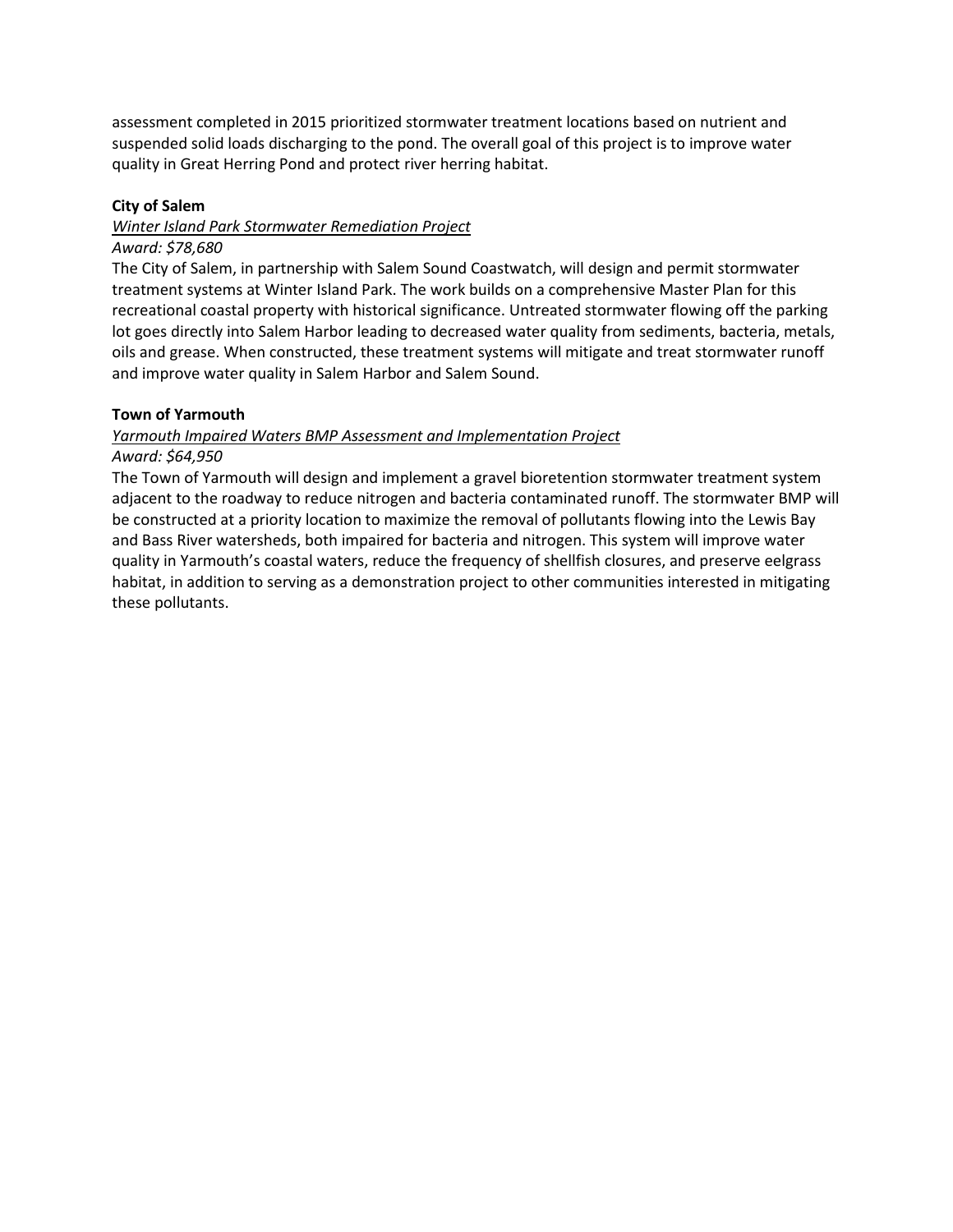assessment completed in 2015 prioritized stormwater treatment locations based on nutrient and suspended solid loads discharging to the pond. The overall goal of this project is to improve water quality in Great Herring Pond and protect river herring habitat.

**City of Salem**

*Winter Island Park Stormwater Remediation Project*

*Award: $78,680*

The City of Salem, in partnership with Salem Sound Coastwatch, will design and permit stormwater treatment systems at Winter Island Park. The work builds on a comprehensive Master Plan for this recreational coastal property with historical significance. Untreated stormwater flowing off the parking lot goes directly into Salem Harbor leading to decreased water quality from sediments, bacteria, metals, oils and grease. When constructed, these treatment systems will mitigate and treat stormwater runoff and improve water quality in Salem Harbor and Salem Sound.

**Town of Yarmouth**

*Yarmouth Impaired Waters BMP Assessment and Implementation Project*

*Award: $64,950*

The Town of Yarmouth will design and implement a gravel bioretention stormwater treatment system adjacent to the roadway to reduce nitrogen and bacteria contaminated runoff. The stormwater BMP will be constructed at a priority location to maximize the removal of pollutants flowing into the Lewis Bay and Bass River watersheds, both impaired for bacteria and nitrogen. This system will improve water quality in Yarmouth's coastal waters, reduce the frequency of shellfish closures, and preserve eelgrass habitat, in addition to serving as a demonstration project to other communities interested in mitigating these pollutants.